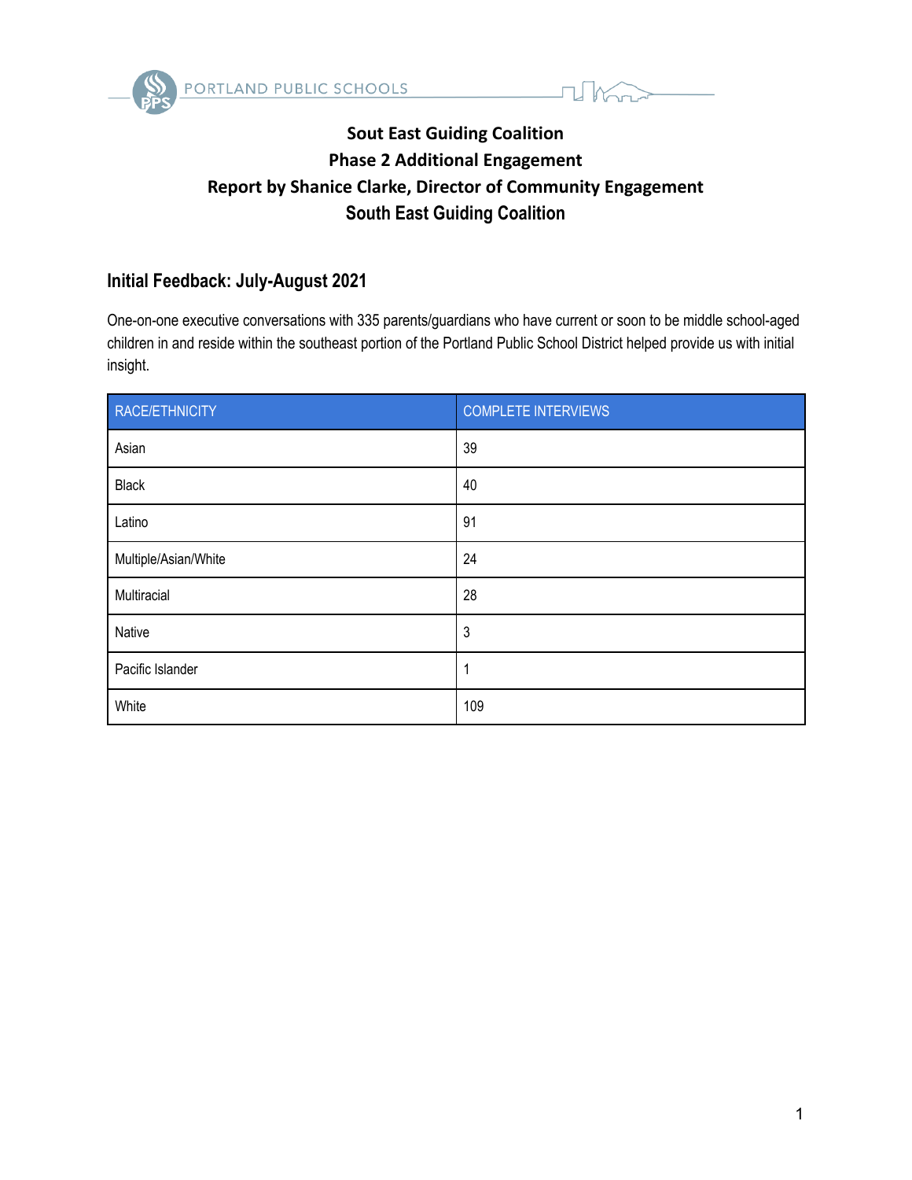# Sout East Guiding Coalition
## Phase 2 Additional Engagement
## Report by Shanice Clarke, Director of Community Engagement
## South East Guiding Coalition

### Initial Feedback: July-August 2021

One-on-one executive conversations with 335 parents/guardians who have current or soon to be middle school-aged children in and reside within the southeast portion of the Portland Public School District helped provide us with initial insight.

| RACE/ETHNICITY | COMPLETE INTERVIEWS |
| --- | --- |
| Asian | 39 |
| Black | 40 |
| Latino | 91 |
| Multiple/Asian/White | 24 |
| Multiracial | 28 |
| Native | 3 |
| Pacific Islander | 1 |
| White | 109 |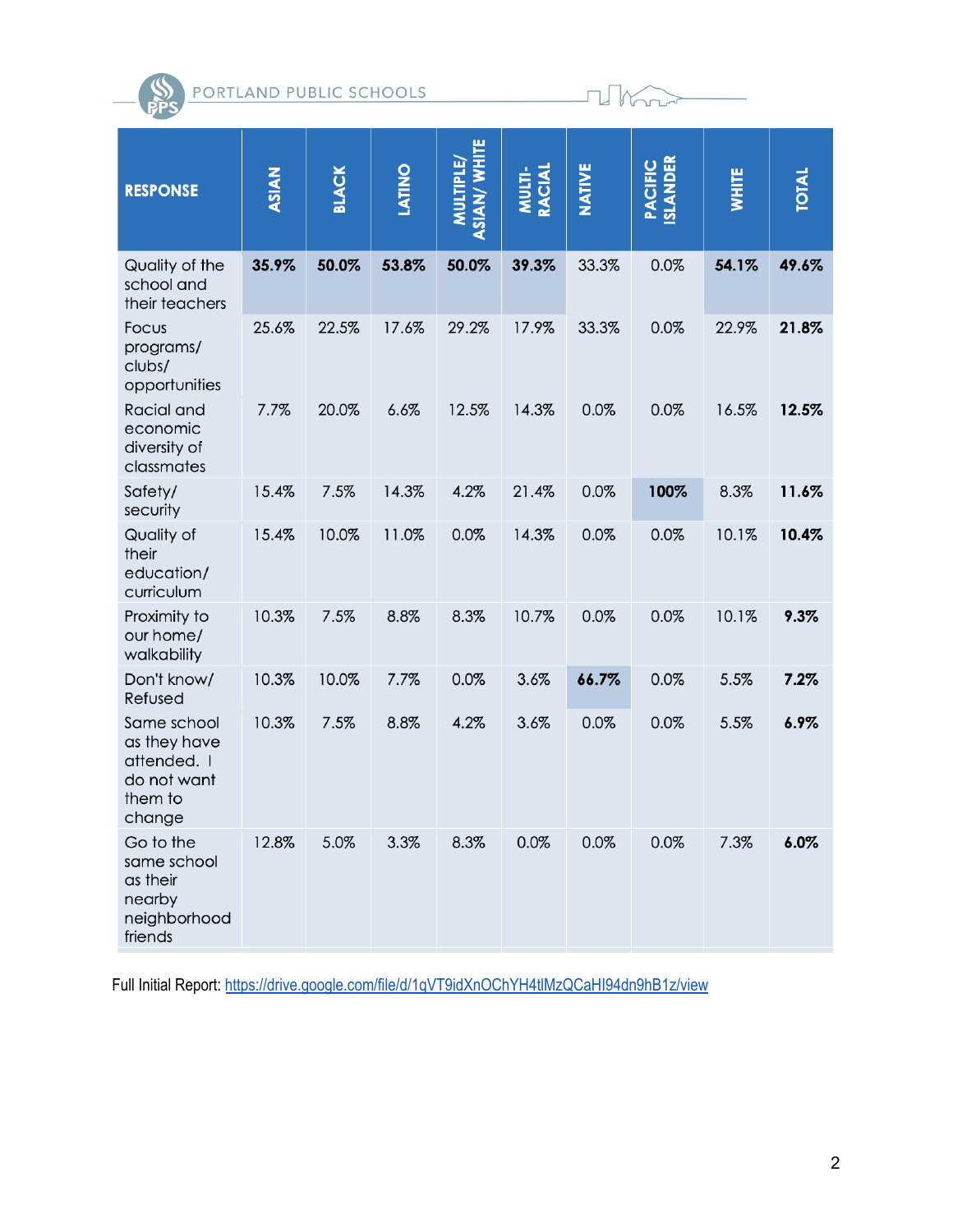| RESPONSE | ASIAN | BLACK | LATINO | MULTIPLE/ ASIAN/ WHITE | MULTI-RACIAL | NATIVE | PACIFIC ISLANDER | WHITE | TOTAL |
|---|---|---|---|---|---|---|---|---|---|
| Quality of the school and their teachers | **35.9%** | **50.0%** | **53.8%** | **50.0%** | **39.3%** | 33.3% | 0.0% | **54.1%** | **49.6%** |
| Focus programs/ clubs/ opportunities | 25.6% | 22.5% | 17.6% | 29.2% | 17.9% | 33.3% | 0.0% | 22.9% | **21.8%** |
| Racial and economic diversity of classmates | 7.7% | 20.0% | 6.6% | 12.5% | 14.3% | 0.0% | 0.0% | 16.5% | **12.5%** |
| Safety/ security | 15.4% | 7.5% | 14.3% | 4.2% | 21.4% | 0.0% | **100%** | 8.3% | **11.6%** |
| Quality of their education/ curriculum | 15.4% | 10.0% | 11.0% | 0.0% | 14.3% | 0.0% | 0.0% | 10.1% | **10.4%** |
| Proximity to our home/ walkability | 10.3% | 7.5% | 8.8% | 8.3% | 10.7% | 0.0% | 0.0% | 10.1% | **9.3%** |
| Don't know/ Refused | 10.3% | 10.0% | 7.7% | 0.0% | 3.6% | **66.7%** | 0.0% | 5.5% | **7.2%** |
| Same school as they have attended. I do not want them to change | 10.3% | 7.5% | 8.8% | 4.2% | 3.6% | 0.0% | 0.0% | 5.5% | **6.9%** |
| Go to the same school as their nearby neighborhood friends | 12.8% | 5.0% | 3.3% | 8.3% | 0.0% | 0.0% | 0.0% | 7.3% | **6.0%** |

Full Initial Report: https://drive.google.com/file/d/1qVT9idXnOChYH4tlMzQCaHI94dn9hB1z/view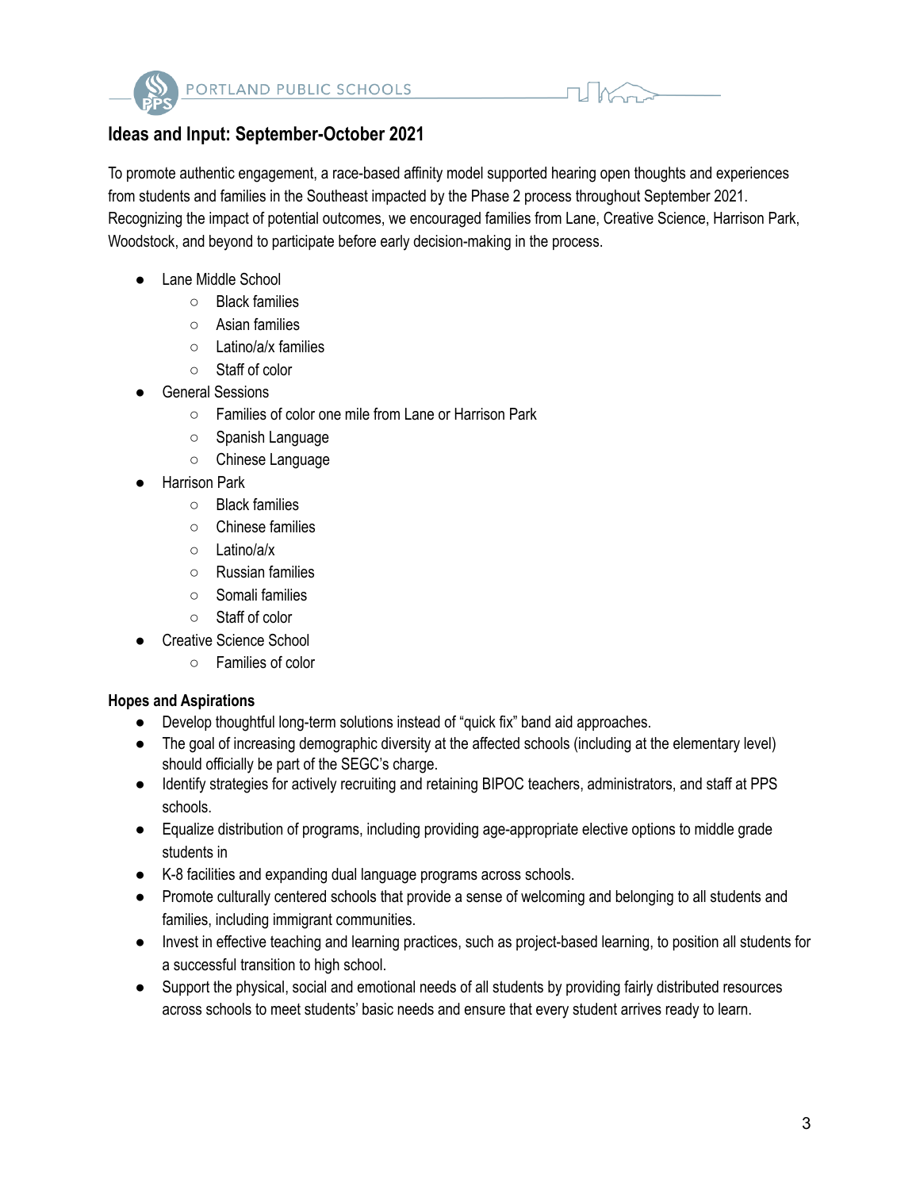## Ideas and Input: September-October 2021

To promote authentic engagement, a race-based affinity model supported hearing open thoughts and experiences from students and families in the Southeast impacted by the Phase 2 process throughout September 2021. Recognizing the impact of potential outcomes, we encouraged families from Lane, Creative Science, Harrison Park, Woodstock, and beyond to participate before early decision-making in the process.

- Lane Middle School
  - Black families
  - Asian families
  - Latino/a/x families
  - Staff of color
- General Sessions
  - Families of color one mile from Lane or Harrison Park
  - Spanish Language
  - Chinese Language
- Harrison Park
  - Black families
  - Chinese families
  - Latino/a/x
  - Russian families
  - Somali families
  - Staff of color
- Creative Science School
  - Families of color

**Hopes and Aspirations**

- Develop thoughtful long-term solutions instead of "quick fix" band aid approaches.
- The goal of increasing demographic diversity at the affected schools (including at the elementary level) should officially be part of the SEGC's charge.
- Identify strategies for actively recruiting and retaining BIPOC teachers, administrators, and staff at PPS schools.
- Equalize distribution of programs, including providing age-appropriate elective options to middle grade students in
- K-8 facilities and expanding dual language programs across schools.
- Promote culturally centered schools that provide a sense of welcoming and belonging to all students and families, including immigrant communities.
- Invest in effective teaching and learning practices, such as project-based learning, to position all students for a successful transition to high school.
- Support the physical, social and emotional needs of all students by providing fairly distributed resources across schools to meet students' basic needs and ensure that every student arrives ready to learn.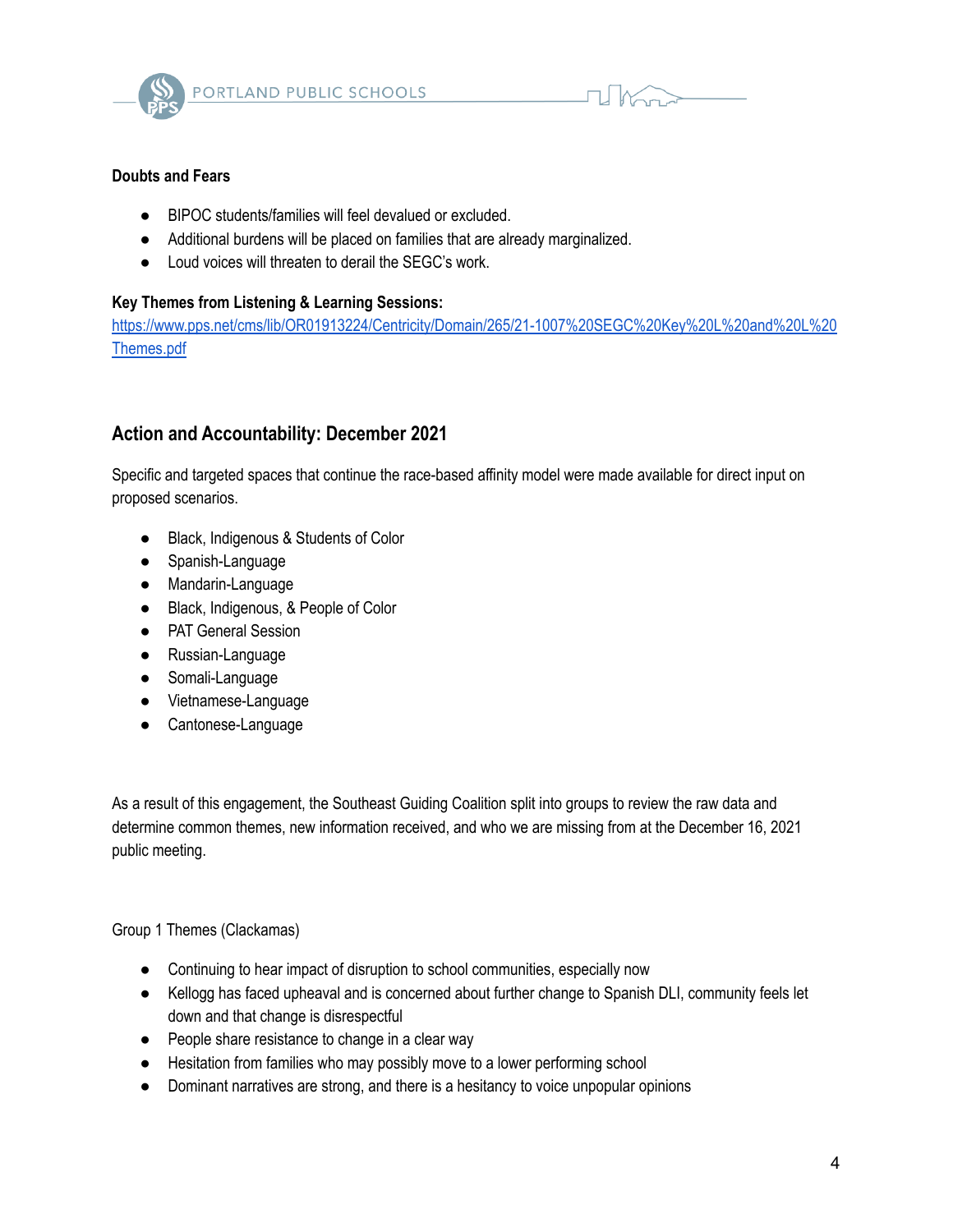**Doubts and Fears**

- BIPOC students/families will feel devalued or excluded.
- Additional burdens will be placed on families that are already marginalized.
- Loud voices will threaten to derail the SEGC's work.

**Key Themes from Listening & Learning Sessions:**
https://www.pps.net/cms/lib/OR01913224/Centricity/Domain/265/21-1007%20SEGC%20Key%20L%20and%20L%20Themes.pdf

## Action and Accountability: December 2021

Specific and targeted spaces that continue the race-based affinity model were made available for direct input on proposed scenarios.

- Black, Indigenous & Students of Color
- Spanish-Language
- Mandarin-Language
- Black, Indigenous, & People of Color
- PAT General Session
- Russian-Language
- Somali-Language
- Vietnamese-Language
- Cantonese-Language

As a result of this engagement, the Southeast Guiding Coalition split into groups to review the raw data and determine common themes, new information received, and who we are missing from at the December 16, 2021 public meeting.

Group 1 Themes (Clackamas)

- Continuing to hear impact of disruption to school communities, especially now
- Kellogg has faced upheaval and is concerned about further change to Spanish DLI, community feels let down and that change is disrespectful
- People share resistance to change in a clear way
- Hesitation from families who may possibly move to a lower performing school
- Dominant narratives are strong, and there is a hesitancy to voice unpopular opinions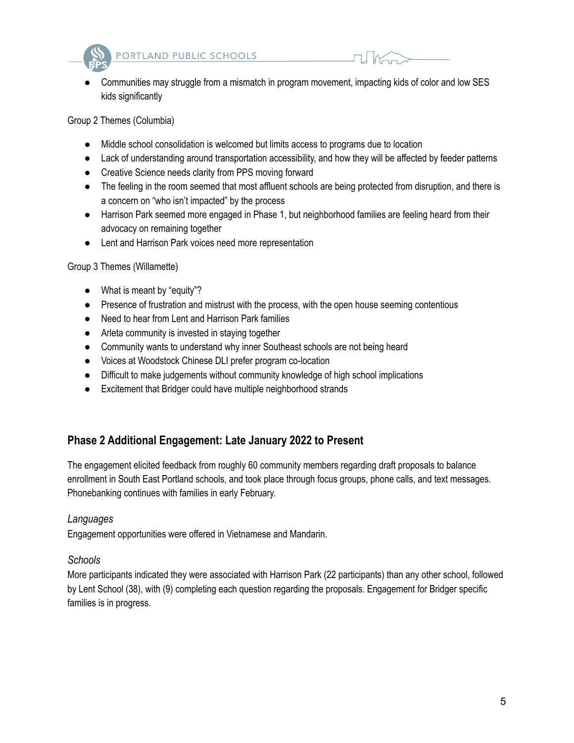- Communities may struggle from a mismatch in program movement, impacting kids of color and low SES kids significantly

Group 2 Themes (Columbia)

- Middle school consolidation is welcomed but limits access to programs due to location
- Lack of understanding around transportation accessibility, and how they will be affected by feeder patterns
- Creative Science needs clarity from PPS moving forward
- The feeling in the room seemed that most affluent schools are being protected from disruption, and there is a concern on "who isn't impacted" by the process
- Harrison Park seemed more engaged in Phase 1, but neighborhood families are feeling heard from their advocacy on remaining together
- Lent and Harrison Park voices need more representation

Group 3 Themes (Willamette)

- What is meant by "equity"?
- Presence of frustration and mistrust with the process, with the open house seeming contentious
- Need to hear from Lent and Harrison Park families
- Arleta community is invested in staying together
- Community wants to understand why inner Southeast schools are not being heard
- Voices at Woodstock Chinese DLI prefer program co-location
- Difficult to make judgements without community knowledge of high school implications
- Excitement that Bridger could have multiple neighborhood strands

## Phase 2 Additional Engagement: Late January 2022 to Present

The engagement elicited feedback from roughly 60 community members regarding draft proposals to balance enrollment in South East Portland schools, and took place through focus groups, phone calls, and text messages. Phonebanking continues with families in early February.

*Languages*

Engagement opportunities were offered in Vietnamese and Mandarin.

*Schools*

More participants indicated they were associated with Harrison Park (22 participants) than any other school, followed by Lent School (38), with (9) completing each question regarding the proposals. Engagement for Bridger specific families is in progress.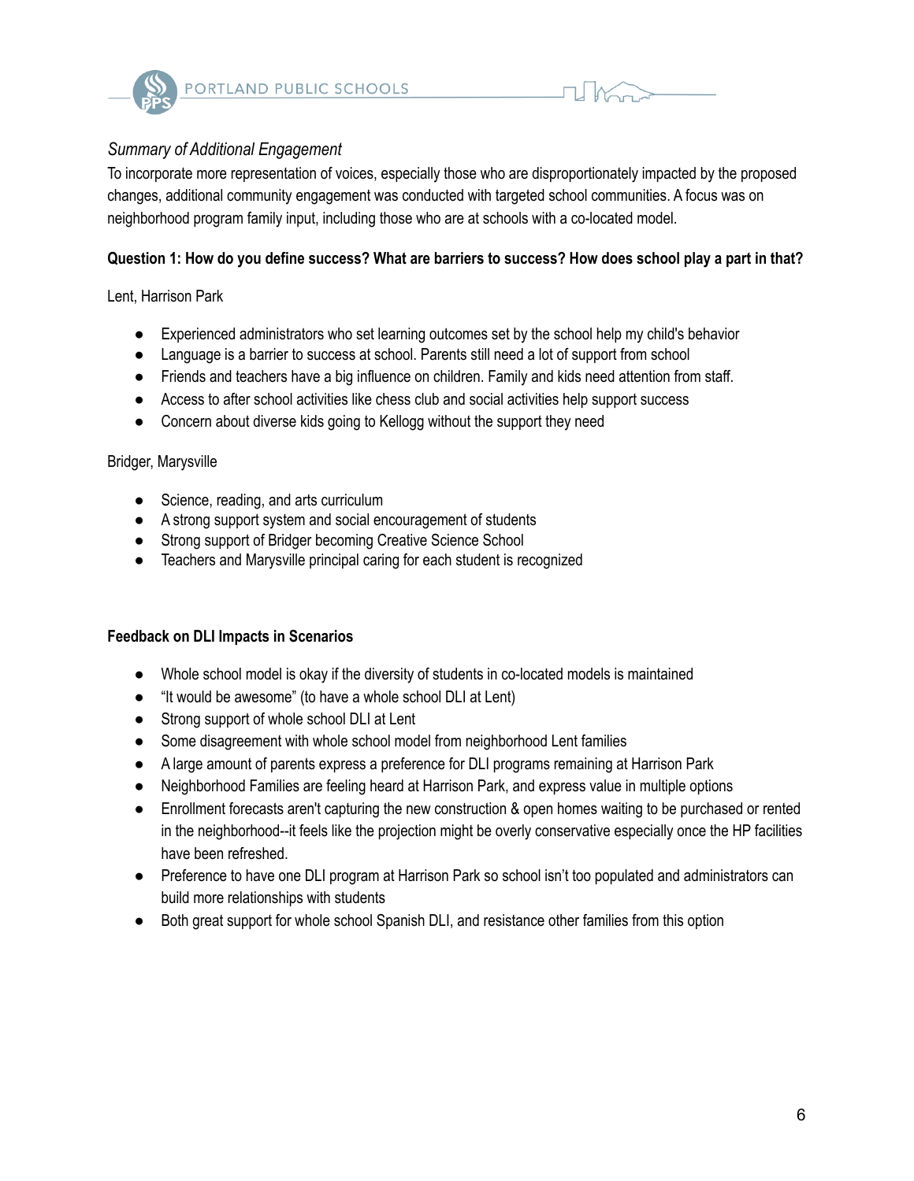*Summary of Additional Engagement*

To incorporate more representation of voices, especially those who are disproportionately impacted by the proposed changes, additional community engagement was conducted with targeted school communities. A focus was on neighborhood program family input, including those who are at schools with a co-located model.

**Question 1: How do you define success? What are barriers to success? How does school play a part in that?**

Lent, Harrison Park

- Experienced administrators who set learning outcomes set by the school help my child's behavior
- Language is a barrier to success at school. Parents still need a lot of support from school
- Friends and teachers have a big influence on children. Family and kids need attention from staff.
- Access to after school activities like chess club and social activities help support success
- Concern about diverse kids going to Kellogg without the support they need

Bridger, Marysville

- Science, reading, and arts curriculum
- A strong support system and social encouragement of students
- Strong support of Bridger becoming Creative Science School
- Teachers and Marysville principal caring for each student is recognized

**Feedback on DLI Impacts in Scenarios**

- Whole school model is okay if the diversity of students in co-located models is maintained
- "It would be awesome" (to have a whole school DLI at Lent)
- Strong support of whole school DLI at Lent
- Some disagreement with whole school model from neighborhood Lent families
- A large amount of parents express a preference for DLI programs remaining at Harrison Park
- Neighborhood Families are feeling heard at Harrison Park, and express value in multiple options
- Enrollment forecasts aren't capturing the new construction & open homes waiting to be purchased or rented in the neighborhood--it feels like the projection might be overly conservative especially once the HP facilities have been refreshed.
- Preference to have one DLI program at Harrison Park so school isn't too populated and administrators can build more relationships with students
- Both great support for whole school Spanish DLI, and resistance other families from this option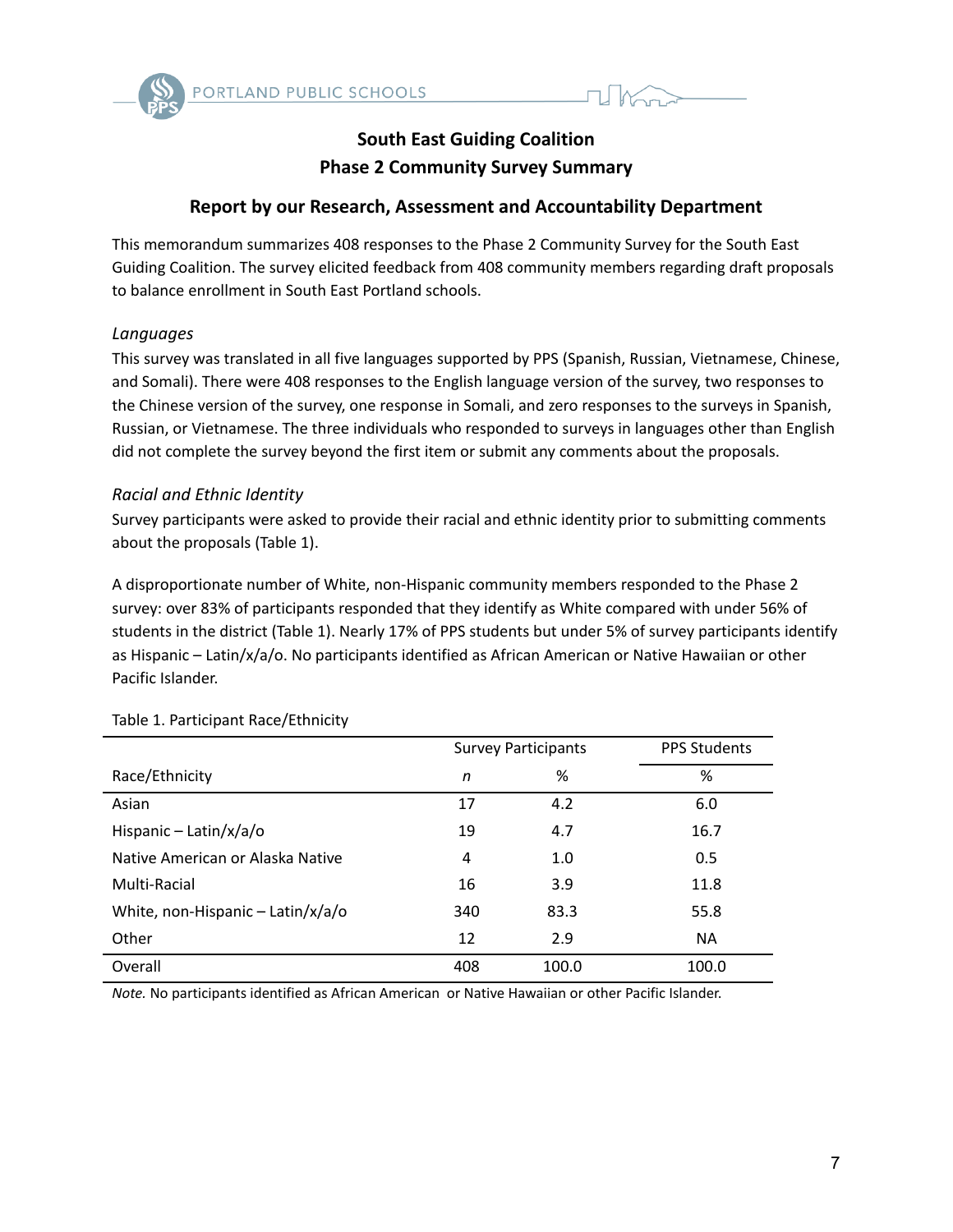## South East Guiding Coalition
## Phase 2 Community Survey Summary

### Report by our Research, Assessment and Accountability Department

This memorandum summarizes 408 responses to the Phase 2 Community Survey for the South East Guiding Coalition. The survey elicited feedback from 408 community members regarding draft proposals to balance enrollment in South East Portland schools.

*Languages*

This survey was translated in all five languages supported by PPS (Spanish, Russian, Vietnamese, Chinese, and Somali). There were 408 responses to the English language version of the survey, two responses to the Chinese version of the survey, one response in Somali, and zero responses to the surveys in Spanish, Russian, or Vietnamese. The three individuals who responded to surveys in languages other than English did not complete the survey beyond the first item or submit any comments about the proposals.

*Racial and Ethnic Identity*

Survey participants were asked to provide their racial and ethnic identity prior to submitting comments about the proposals (Table 1).

A disproportionate number of White, non-Hispanic community members responded to the Phase 2 survey: over 83% of participants responded that they identify as White compared with under 56% of students in the district (Table 1). Nearly 17% of PPS students but under 5% of survey participants identify as Hispanic – Latin/x/a/o. No participants identified as African American or Native Hawaiian or other Pacific Islander.

Table 1. Participant Race/Ethnicity

| | Survey Participants | | PPS Students |
|---|---|---|---|
| Race/Ethnicity | *n* | % | % |
| Asian | 17 | 4.2 | 6.0 |
| Hispanic – Latin/x/a/o | 19 | 4.7 | 16.7 |
| Native American or Alaska Native | 4 | 1.0 | 0.5 |
| Multi-Racial | 16 | 3.9 | 11.8 |
| White, non-Hispanic – Latin/x/a/o | 340 | 83.3 | 55.8 |
| Other | 12 | 2.9 | NA |
| Overall | 408 | 100.0 | 100.0 |

*Note.* No participants identified as African American or Native Hawaiian or other Pacific Islander.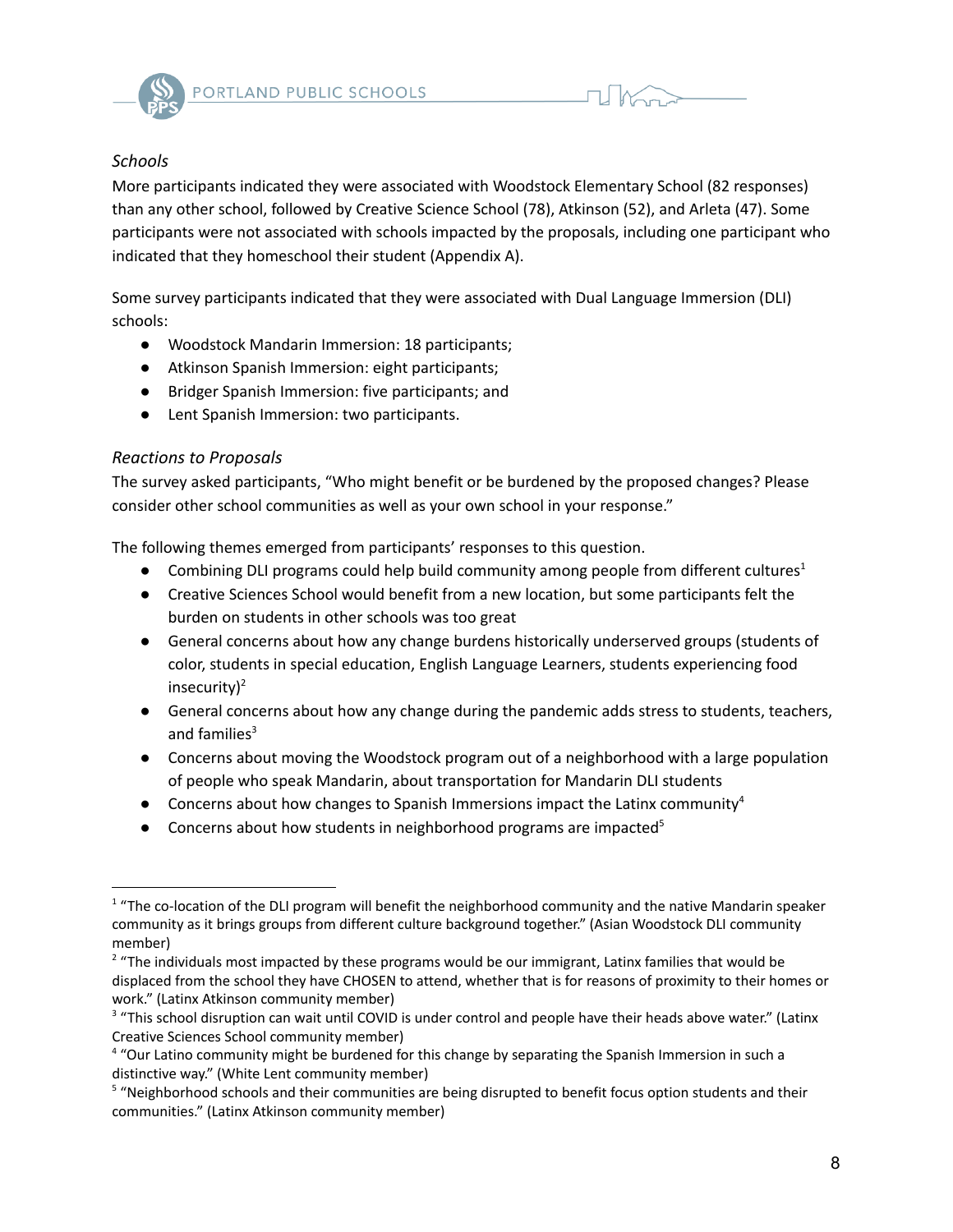### *Schools*

More participants indicated they were associated with Woodstock Elementary School (82 responses) than any other school, followed by Creative Science School (78), Atkinson (52), and Arleta (47). Some participants were not associated with schools impacted by the proposals, including one participant who indicated that they homeschool their student (Appendix A).

Some survey participants indicated that they were associated with Dual Language Immersion (DLI) schools:

- Woodstock Mandarin Immersion: 18 participants;
- Atkinson Spanish Immersion: eight participants;
- Bridger Spanish Immersion: five participants; and
- Lent Spanish Immersion: two participants.

### *Reactions to Proposals*

The survey asked participants, "Who might benefit or be burdened by the proposed changes? Please consider other school communities as well as your own school in your response."

The following themes emerged from participants' responses to this question.

- Combining DLI programs could help build community among people from different cultures[1]
- Creative Sciences School would benefit from a new location, but some participants felt the burden on students in other schools was too great
- General concerns about how any change burdens historically underserved groups (students of color, students in special education, English Language Learners, students experiencing food insecurity)[2]
- General concerns about how any change during the pandemic adds stress to students, teachers, and families[3]
- Concerns about moving the Woodstock program out of a neighborhood with a large population of people who speak Mandarin, about transportation for Mandarin DLI students
- Concerns about how changes to Spanish Immersions impact the Latinx community[4]
- Concerns about how students in neighborhood programs are impacted[5]

---

[1] "The co-location of the DLI program will benefit the neighborhood community and the native Mandarin speaker community as it brings groups from different culture background together." (Asian Woodstock DLI community member)

[2] "The individuals most impacted by these programs would be our immigrant, Latinx families that would be displaced from the school they have CHOSEN to attend, whether that is for reasons of proximity to their homes or work." (Latinx Atkinson community member)

[3] "This school disruption can wait until COVID is under control and people have their heads above water." (Latinx Creative Sciences School community member)

[4] "Our Latino community might be burdened for this change by separating the Spanish Immersion in such a distinctive way." (White Lent community member)

[5] "Neighborhood schools and their communities are being disrupted to benefit focus option students and their communities." (Latinx Atkinson community member)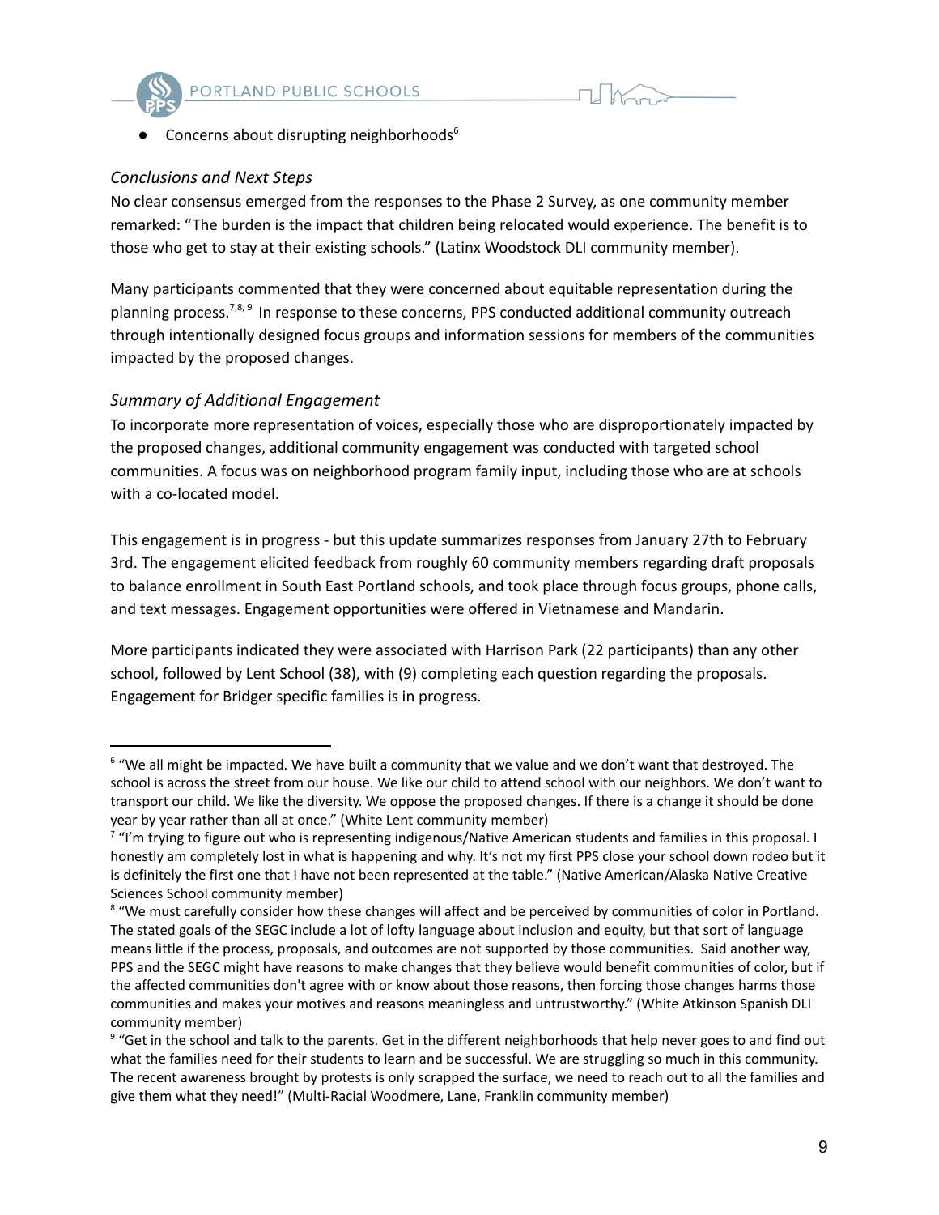- Concerns about disrupting neighborhoods[6]

### *Conclusions and Next Steps*

No clear consensus emerged from the responses to the Phase 2 Survey, as one community member remarked: "The burden is the impact that children being relocated would experience. The benefit is to those who get to stay at their existing schools." (Latinx Woodstock DLI community member).

Many participants commented that they were concerned about equitable representation during the planning process.[7,8,9] In response to these concerns, PPS conducted additional community outreach through intentionally designed focus groups and information sessions for members of the communities impacted by the proposed changes.

### *Summary of Additional Engagement*

To incorporate more representation of voices, especially those who are disproportionately impacted by the proposed changes, additional community engagement was conducted with targeted school communities. A focus was on neighborhood program family input, including those who are at schools with a co-located model.

This engagement is in progress - but this update summarizes responses from January 27th to February 3rd. The engagement elicited feedback from roughly 60 community members regarding draft proposals to balance enrollment in South East Portland schools, and took place through focus groups, phone calls, and text messages. Engagement opportunities were offered in Vietnamese and Mandarin.

More participants indicated they were associated with Harrison Park (22 participants) than any other school, followed by Lent School (38), with (9) completing each question regarding the proposals. Engagement for Bridger specific families is in progress.

---

[6] "We all might be impacted. We have built a community that we value and we don't want that destroyed. The school is across the street from our house. We like our child to attend school with our neighbors. We don't want to transport our child. We like the diversity. We oppose the proposed changes. If there is a change it should be done year by year rather than all at once." (White Lent community member)

[7] "I'm trying to figure out who is representing indigenous/Native American students and families in this proposal. I honestly am completely lost in what is happening and why. It's not my first PPS close your school down rodeo but it is definitely the first one that I have not been represented at the table." (Native American/Alaska Native Creative Sciences School community member)

[8] "We must carefully consider how these changes will affect and be perceived by communities of color in Portland. The stated goals of the SEGC include a lot of lofty language about inclusion and equity, but that sort of language means little if the process, proposals, and outcomes are not supported by those communities. Said another way, PPS and the SEGC might have reasons to make changes that they believe would benefit communities of color, but if the affected communities don't agree with or know about those reasons, then forcing those changes harms those communities and makes your motives and reasons meaningless and untrustworthy." (White Atkinson Spanish DLI community member)

[9] "Get in the school and talk to the parents. Get in the different neighborhoods that help never goes to and find out what the families need for their students to learn and be successful. We are struggling so much in this community. The recent awareness brought by protests is only scrapped the surface, we need to reach out to all the families and give them what they need!" (Multi-Racial Woodmere, Lane, Franklin community member)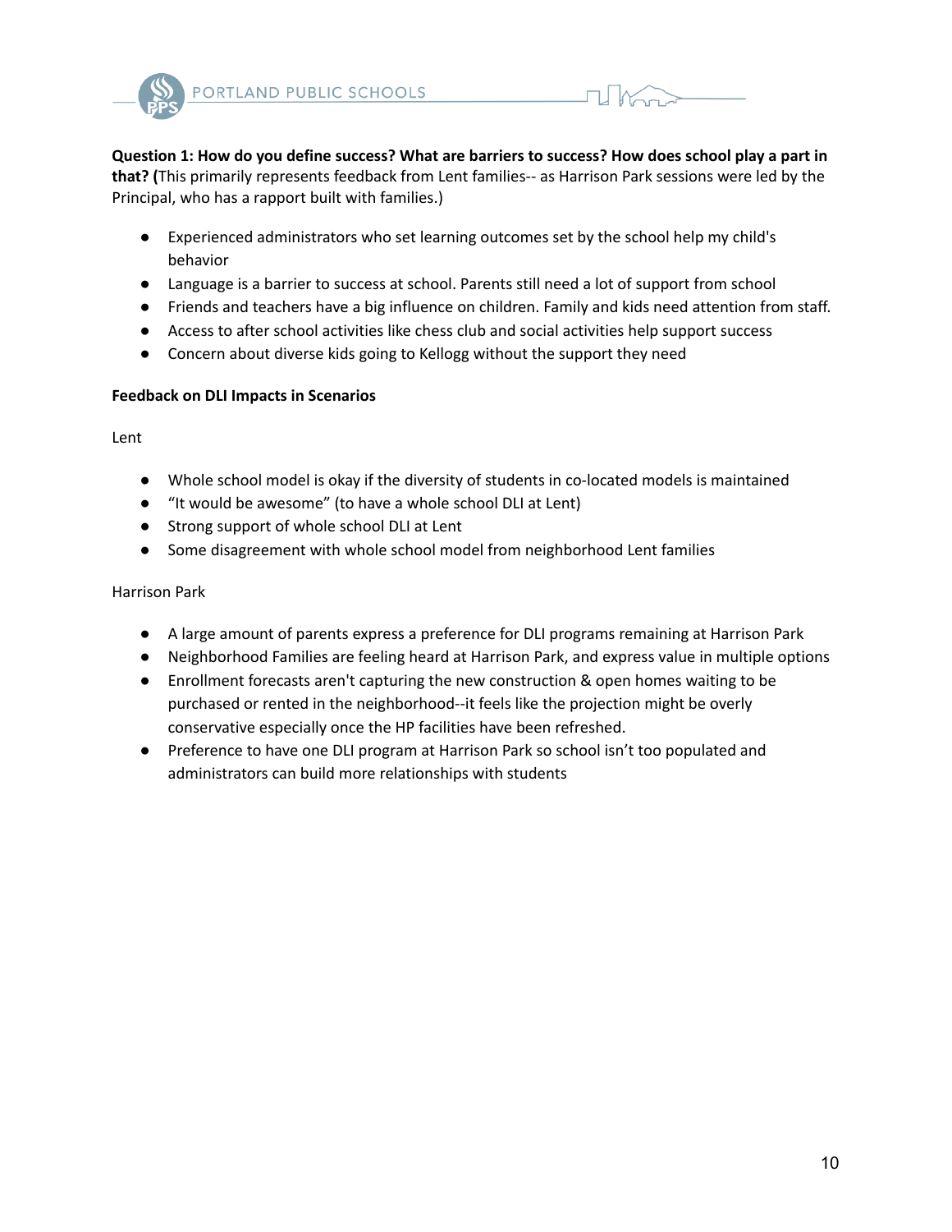**Question 1: How do you define success? What are barriers to success? How does school play a part in that? (**This primarily represents feedback from Lent families-- as Harrison Park sessions were led by the Principal, who has a rapport built with families.)

- Experienced administrators who set learning outcomes set by the school help my child's behavior
- Language is a barrier to success at school. Parents still need a lot of support from school
- Friends and teachers have a big influence on children. Family and kids need attention from staff.
- Access to after school activities like chess club and social activities help support success
- Concern about diverse kids going to Kellogg without the support they need

**Feedback on DLI Impacts in Scenarios**

Lent

- Whole school model is okay if the diversity of students in co-located models is maintained
- "It would be awesome" (to have a whole school DLI at Lent)
- Strong support of whole school DLI at Lent
- Some disagreement with whole school model from neighborhood Lent families

Harrison Park

- A large amount of parents express a preference for DLI programs remaining at Harrison Park
- Neighborhood Families are feeling heard at Harrison Park, and express value in multiple options
- Enrollment forecasts aren't capturing the new construction & open homes waiting to be purchased or rented in the neighborhood--it feels like the projection might be overly conservative especially once the HP facilities have been refreshed.
- Preference to have one DLI program at Harrison Park so school isn't too populated and administrators can build more relationships with students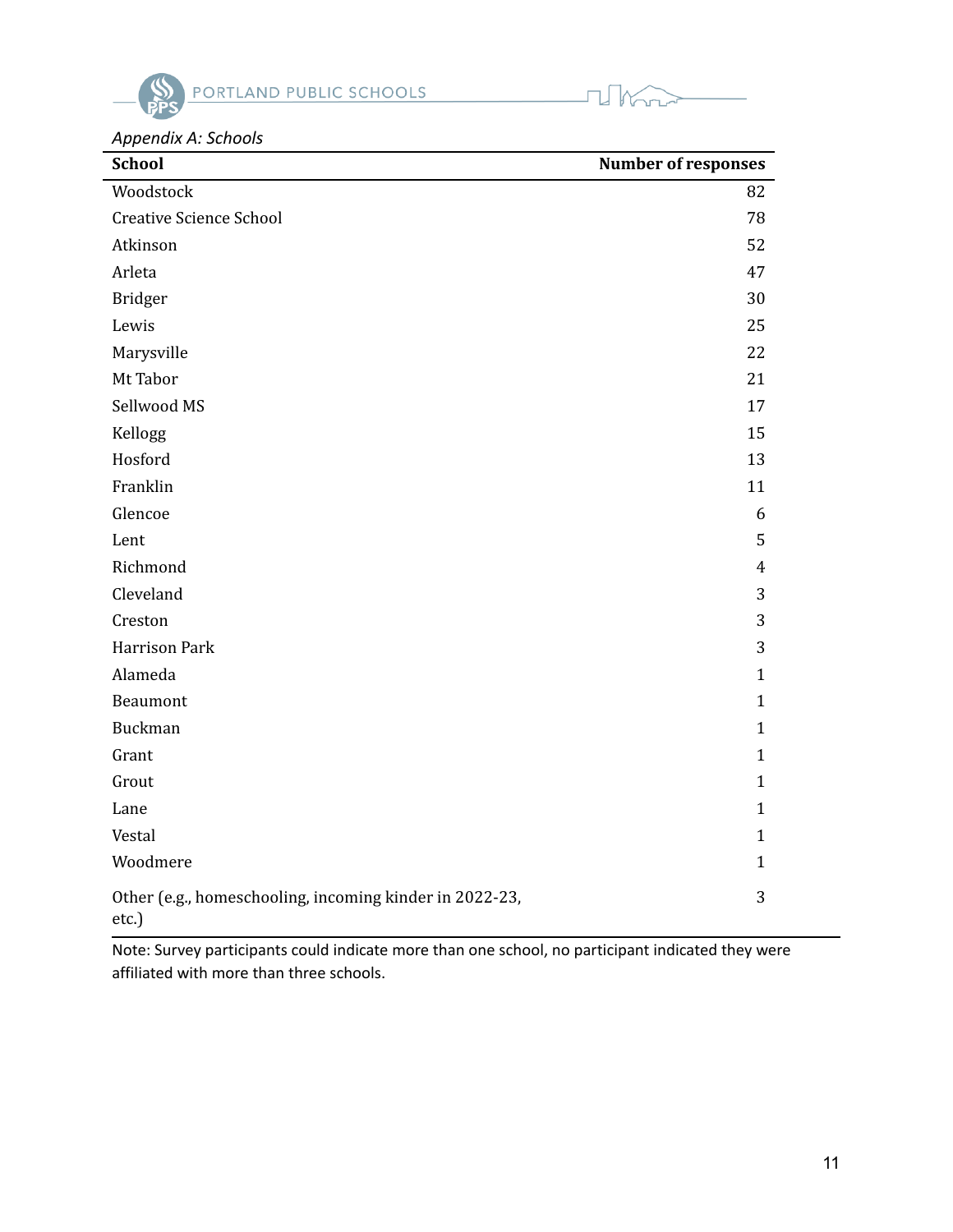*Appendix A: Schools*

| School | Number of responses |
|---|---|
| Woodstock | 82 |
| Creative Science School | 78 |
| Atkinson | 52 |
| Arleta | 47 |
| Bridger | 30 |
| Lewis | 25 |
| Marysville | 22 |
| Mt Tabor | 21 |
| Sellwood MS | 17 |
| Kellogg | 15 |
| Hosford | 13 |
| Franklin | 11 |
| Glencoe | 6 |
| Lent | 5 |
| Richmond | 4 |
| Cleveland | 3 |
| Creston | 3 |
| Harrison Park | 3 |
| Alameda | 1 |
| Beaumont | 1 |
| Buckman | 1 |
| Grant | 1 |
| Grout | 1 |
| Lane | 1 |
| Vestal | 1 |
| Woodmere | 1 |
| Other (e.g., homeschooling, incoming kinder in 2022-23, etc.) | 3 |

Note: Survey participants could indicate more than one school, no participant indicated they were affiliated with more than three schools.